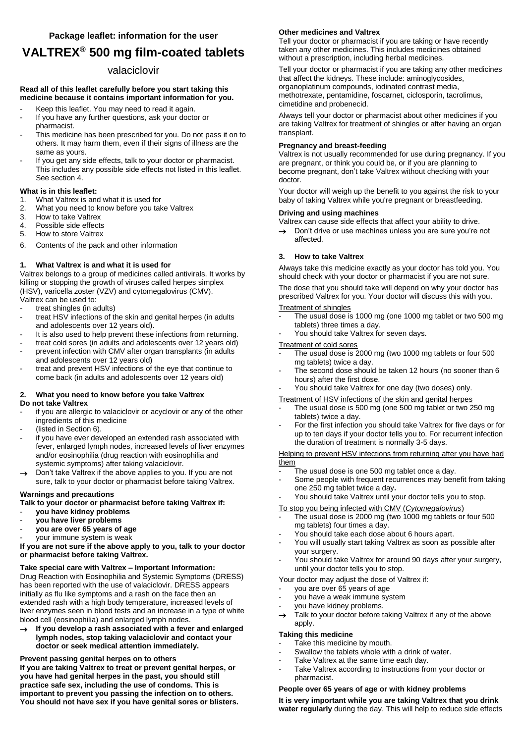**Package leaflet: information for the user**

# VALTREX® 500 mg film-coated tablets

valaciclovir

**Read all of this leaflet carefully before you start taking this medicine because it contains important information for you.**

- Keep this leaflet. You may need to read it again.
- If you have any further questions, ask your doctor or pharmacist.
- This medicine has been prescribed for you. Do not pass it on to others. It may harm them, even if their signs of illness are the same as yours.
- If you get any side effects, talk to your doctor or pharmacist. This includes any possible side effects not listed in this leaflet. See section 4.

**What is in this leaflet:**

1. What Valtrex is and what it is used for
2. What you need to know before you take Valtrex
3. How to take Valtrex
4. Possible side effects
5. How to store Valtrex
6. Contents of the pack and other information

## 1. What Valtrex is and what it is used for

Valtrex belongs to a group of medicines called antivirals. It works by killing or stopping the growth of viruses called herpes simplex (HSV), varicella zoster (VZV) and cytomegalovirus (CMV).

Valtrex can be used to:

- treat shingles (in adults)
- treat HSV infections of the skin and genital herpes (in adults and adolescents over 12 years old).
- It is also used to help prevent these infections from returning.
- treat cold sores (in adults and adolescents over 12 years old)
- prevent infection with CMV after organ transplants (in adults and adolescents over 12 years old)
- treat and prevent HSV infections of the eye that continue to come back (in adults and adolescents over 12 years old)

## 2. What you need to know before you take Valtrex

**Do not take Valtrex**

- if you are allergic to valaciclovir or acyclovir or any of the other ingredients of this medicine
- (listed in Section 6).
- if you have ever developed an extended rash associated with fever, enlarged lymph nodes, increased levels of liver enzymes and/or eosinophilia (drug reaction with eosinophilia and systemic symptoms) after taking valaciclovir.

→ Don't take Valtrex if the above applies to you. If you are not sure, talk to your doctor or pharmacist before taking Valtrex.

**Warnings and precautions**

**Talk to your doctor or pharmacist before taking Valtrex if:**

- **you have kidney problems**
- **you have liver problems**
- **you are over 65 years of age**
- your immune system is weak

**If you are not sure if the above apply to you, talk to your doctor or pharmacist before taking Valtrex.**

**Take special care with Valtrex – Important Information:**

Drug Reaction with Eosinophilia and Systemic Symptoms (DRESS) has been reported with the use of valaciclovir. DRESS appears initially as flu like symptoms and a rash on the face then an extended rash with a high body temperature, increased levels of liver enzymes seen in blood tests and an increase in a type of white blood cell (eosinophilia) and enlarged lymph nodes.

→ **If you develop a rash associated with a fever and enlarged lymph nodes, stop taking valaciclovir and contact your doctor or seek medical attention immediately.**

Prevent passing genital herpes on to others

**If you are taking Valtrex to treat or prevent genital herpes, or you have had genital herpes in the past, you should still practice safe sex, including the use of condoms. This is important to prevent you passing the infection on to others. You should not have sex if you have genital sores or blisters.**

**Other medicines and Valtrex**

Tell your doctor or pharmacist if you are taking or have recently taken any other medicines. This includes medicines obtained without a prescription, including herbal medicines.

Tell your doctor or pharmacist if you are taking any other medicines that affect the kidneys. These include: aminoglycosides, organoplatinum compounds, iodinated contrast media, methotrexate, pentamidine, foscarnet, ciclosporin, tacrolimus, cimetidine and probenecid.

Always tell your doctor or pharmacist about other medicines if you are taking Valtrex for treatment of shingles or after having an organ transplant.

**Pregnancy and breast-feeding**

Valtrex is not usually recommended for use during pregnancy. If you are pregnant, or think you could be, or if you are planning to become pregnant, don't take Valtrex without checking with your doctor.

Your doctor will weigh up the benefit to you against the risk to your baby of taking Valtrex while you're pregnant or breastfeeding.

**Driving and using machines**

Valtrex can cause side effects that affect your ability to drive.

→ Don't drive or use machines unless you are sure you're not affected.

## 3. How to take Valtrex

Always take this medicine exactly as your doctor has told you. You should check with your doctor or pharmacist if you are not sure.

The dose that you should take will depend on why your doctor has prescribed Valtrex for you. Your doctor will discuss this with you.

Treatment of shingles

- The usual dose is 1000 mg (one 1000 mg tablet or two 500 mg tablets) three times a day.
- You should take Valtrex for seven days.

Treatment of cold sores

- The usual dose is 2000 mg (two 1000 mg tablets or four 500 mg tablets) twice a day.
- The second dose should be taken 12 hours (no sooner than 6 hours) after the first dose.
- You should take Valtrex for one day (two doses) only.

Treatment of HSV infections of the skin and genital herpes

- The usual dose is 500 mg (one 500 mg tablet or two 250 mg tablets) twice a day.
- For the first infection you should take Valtrex for five days or for up to ten days if your doctor tells you to. For recurrent infection the duration of treatment is normally 3-5 days.

Helping to prevent HSV infections from returning after you have had them

- The usual dose is one 500 mg tablet once a day.
- Some people with frequent recurrences may benefit from taking one 250 mg tablet twice a day**.**
- You should take Valtrex until your doctor tells you to stop.

To stop you being infected with CMV (*Cytomegalovirus*)

- The usual dose is 2000 mg (two 1000 mg tablets or four 500 mg tablets) four times a day.
- You should take each dose about 6 hours apart.
- You will usually start taking Valtrex as soon as possible after your surgery.
- You should take Valtrex for around 90 days after your surgery, until your doctor tells you to stop.

Your doctor may adjust the dose of Valtrex if:

- you are over 65 years of age
- you have a weak immune system
- you have kidney problems.

→ Talk to your doctor before taking Valtrex if any of the above apply.

**Taking this medicine**

- Take this medicine by mouth.
- Swallow the tablets whole with a drink of water.
- Take Valtrex at the same time each day.
- Take Valtrex according to instructions from your doctor or pharmacist.

**People over 65 years of age or with kidney problems**

**It is very important while you are taking Valtrex that you drink water regularly** during the day. This will help to reduce side effects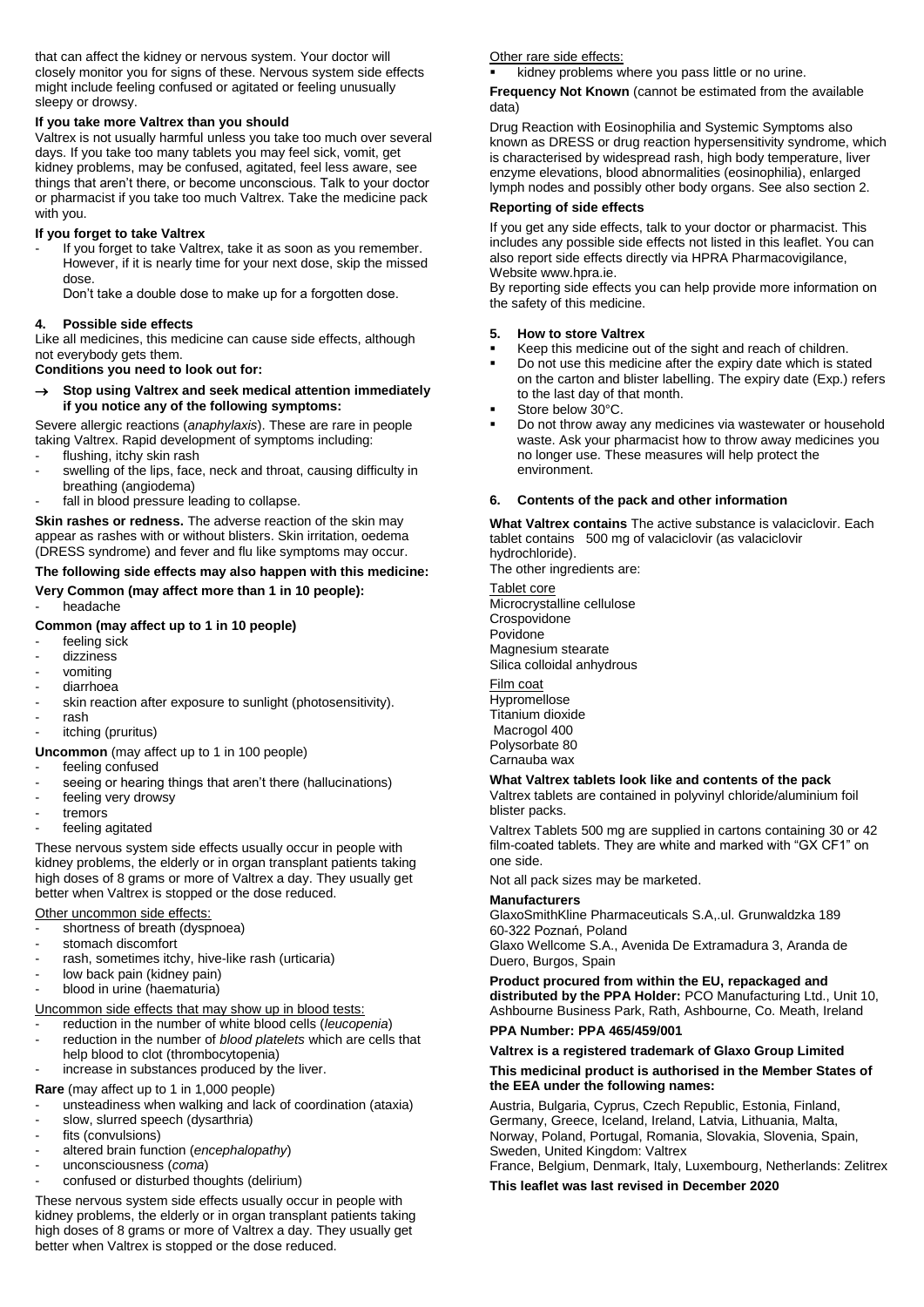that can affect the kidney or nervous system. Your doctor will closely monitor you for signs of these. Nervous system side effects might include feeling confused or agitated or feeling unusually sleepy or drowsy.

**If you take more Valtrex than you should**

Valtrex is not usually harmful unless you take too much over several days. If you take too many tablets you may feel sick, vomit, get kidney problems, may be confused, agitated, feel less aware, see things that aren't there, or become unconscious. Talk to your doctor or pharmacist if you take too much Valtrex. Take the medicine pack with you.

**If you forget to take Valtrex**

- If you forget to take Valtrex, take it as soon as you remember. However, if it is nearly time for your next dose, skip the missed dose.
  Don't take a double dose to make up for a forgotten dose.

## 4. Possible side effects

Like all medicines, this medicine can cause side effects, although not everybody gets them.

**Conditions you need to look out for:**

→ **Stop using Valtrex and seek medical attention immediately if you notice any of the following symptoms:**

Severe allergic reactions (*anaphylaxis*). These are rare in people taking Valtrex. Rapid development of symptoms including:

- flushing, itchy skin rash
- swelling of the lips, face, neck and throat, causing difficulty in breathing (angiodema)
- fall in blood pressure leading to collapse.

**Skin rashes or redness.** The adverse reaction of the skin may appear as rashes with or without blisters. Skin irritation, oedema (DRESS syndrome) and fever and flu like symptoms may occur.

**The following side effects may also happen with this medicine:**

**Very Common (may affect more than 1 in 10 people):**

- headache

**Common (may affect up to 1 in 10 people)**

- feeling sick
- dizziness
- vomiting
- diarrhoea
- skin reaction after exposure to sunlight (photosensitivity).
- rash
- itching (pruritus)

**Uncommon** (may affect up to 1 in 100 people)

- feeling confused
- seeing or hearing things that aren't there (hallucinations)
- feeling very drowsy
- tremors
- feeling agitated

These nervous system side effects usually occur in people with kidney problems, the elderly or in organ transplant patients taking high doses of 8 grams or more of Valtrex a day. They usually get better when Valtrex is stopped or the dose reduced.

Other uncommon side effects:

- shortness of breath (dyspnoea)
- stomach discomfort
- rash, sometimes itchy, hive-like rash (urticaria)
- low back pain (kidney pain)
- blood in urine (haematuria)

Uncommon side effects that may show up in blood tests:

- reduction in the number of white blood cells (*leucopenia*)
- reduction in the number of *blood platelets* which are cells that help blood to clot (thrombocytopenia)
- increase in substances produced by the liver.

**Rare** (may affect up to 1 in 1,000 people)

- unsteadiness when walking and lack of coordination (ataxia)
- slow, slurred speech (dysarthria)
- fits (convulsions)
- altered brain function (*encephalopathy*)
- unconsciousness (*coma*)
- confused or disturbed thoughts (delirium)

These nervous system side effects usually occur in people with kidney problems, the elderly or in organ transplant patients taking high doses of 8 grams or more of Valtrex a day. They usually get better when Valtrex is stopped or the dose reduced.

Other rare side effects:

- kidney problems where you pass little or no urine.

**Frequency Not Known** (cannot be estimated from the available data)

Drug Reaction with Eosinophilia and Systemic Symptoms also known as DRESS or drug reaction hypersensitivity syndrome, which is characterised by widespread rash, high body temperature, liver enzyme elevations, blood abnormalities (eosinophilia), enlarged lymph nodes and possibly other body organs. See also section 2.

**Reporting of side effects**

If you get any side effects, talk to your doctor or pharmacist. This includes any possible side effects not listed in this leaflet. You can also report side effects directly via HPRA Pharmacovigilance, Website www.hpra.ie.

By reporting side effects you can help provide more information on the safety of this medicine.

## 5. How to store Valtrex

- Keep this medicine out of the sight and reach of children.
- Do not use this medicine after the expiry date which is stated on the carton and blister labelling. The expiry date (Exp.) refers to the last day of that month.
- Store below 30°C.
- Do not throw away any medicines via wastewater or household waste. Ask your pharmacist how to throw away medicines you no longer use. These measures will help protect the environment.

## 6. Contents of the pack and other information

**What Valtrex contains** The active substance is valaciclovir. Each tablet contains 500 mg of valaciclovir (as valaciclovir hydrochloride).

The other ingredients are:

Tablet core

Microcrystalline cellulose
Crospovidone
Povidone
Magnesium stearate
Silica colloidal anhydrous

Film coat

Hypromellose
Titanium dioxide
Macrogol 400
Polysorbate 80
Carnauba wax

**What Valtrex tablets look like and contents of the pack**

Valtrex tablets are contained in polyvinyl chloride/aluminium foil blister packs.

Valtrex Tablets 500 mg are supplied in cartons containing 30 or 42 film-coated tablets. They are white and marked with "GX CF1" on one side.

Not all pack sizes may be marketed.

**Manufacturers**

GlaxoSmithKline Pharmaceuticals S.A,.ul. Grunwaldzka 189
60-322 Poznań, Poland
Glaxo Wellcome S.A., Avenida De Extramadura 3, Aranda de Duero, Burgos, Spain

**Product procured from within the EU, repackaged and distributed by the PPA Holder:** PCO Manufacturing Ltd., Unit 10, Ashbourne Business Park, Rath, Ashbourne, Co. Meath, Ireland

**PPA Number: PPA 465/459/001**

**Valtrex is a registered trademark of Glaxo Group Limited**

**This medicinal product is authorised in the Member States of the EEA under the following names:**

Austria, Bulgaria, Cyprus, Czech Republic, Estonia, Finland, Germany, Greece, Iceland, Ireland, Latvia, Lithuania, Malta, Norway, Poland, Portugal, Romania, Slovakia, Slovenia, Spain, Sweden, United Kingdom: Valtrex
France, Belgium, Denmark, Italy, Luxembourg, Netherlands: Zelitrex

**This leaflet was last revised in December 2020**